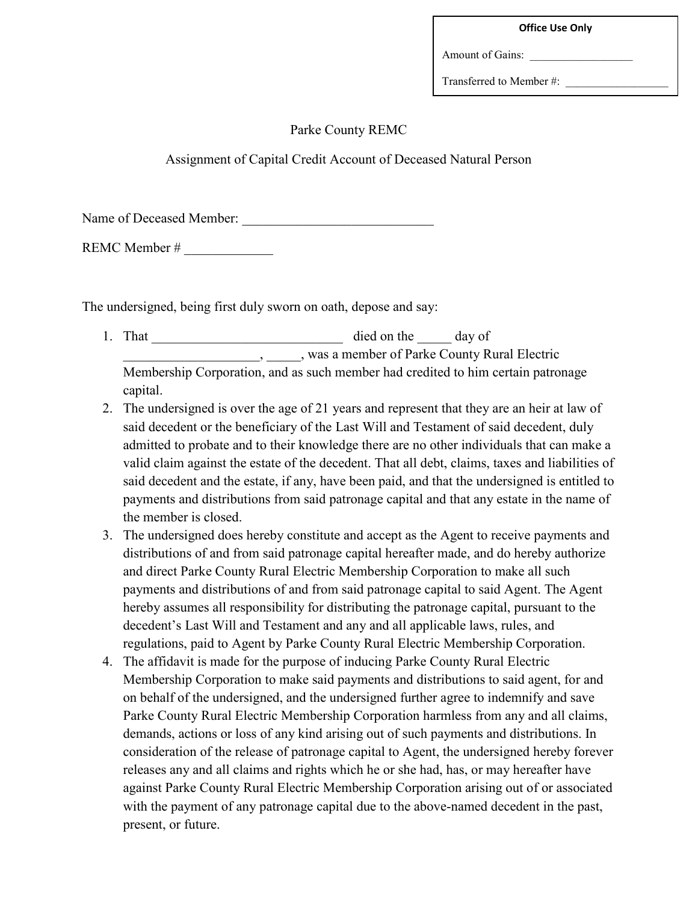**Office Use Only**

Amount of Gains: __________________

Transferred to Member #: __________________

Parke County REMC

Assignment of Capital Credit Account of Deceased Natural Person

Name of Deceased Member: ____________________________

REMC Member # _____________

The undersigned, being first duly sworn on oath, depose and say:

1. That ____________________________ died on the _____ day of ___________________, _____, was a member of Parke County Rural Electric Membership Corporation, and as such member had credited to him certain patronage capital.
2. The undersigned is over the age of 21 years and represent that they are an heir at law of said decedent or the beneficiary of the Last Will and Testament of said decedent, duly admitted to probate and to their knowledge there are no other individuals that can make a valid claim against the estate of the decedent. That all debt, claims, taxes and liabilities of said decedent and the estate, if any, have been paid, and that the undersigned is entitled to payments and distributions from said patronage capital and that any estate in the name of the member is closed.
3. The undersigned does hereby constitute and accept as the Agent to receive payments and distributions of and from said patronage capital hereafter made, and do hereby authorize and direct Parke County Rural Electric Membership Corporation to make all such payments and distributions of and from said patronage capital to said Agent. The Agent hereby assumes all responsibility for distributing the patronage capital, pursuant to the decedent's Last Will and Testament and any and all applicable laws, rules, and regulations, paid to Agent by Parke County Rural Electric Membership Corporation.
4. The affidavit is made for the purpose of inducing Parke County Rural Electric Membership Corporation to make said payments and distributions to said agent, for and on behalf of the undersigned, and the undersigned further agree to indemnify and save Parke County Rural Electric Membership Corporation harmless from any and all claims, demands, actions or loss of any kind arising out of such payments and distributions. In consideration of the release of patronage capital to Agent, the undersigned hereby forever releases any and all claims and rights which he or she had, has, or may hereafter have against Parke County Rural Electric Membership Corporation arising out of or associated with the payment of any patronage capital due to the above-named decedent in the past, present, or future.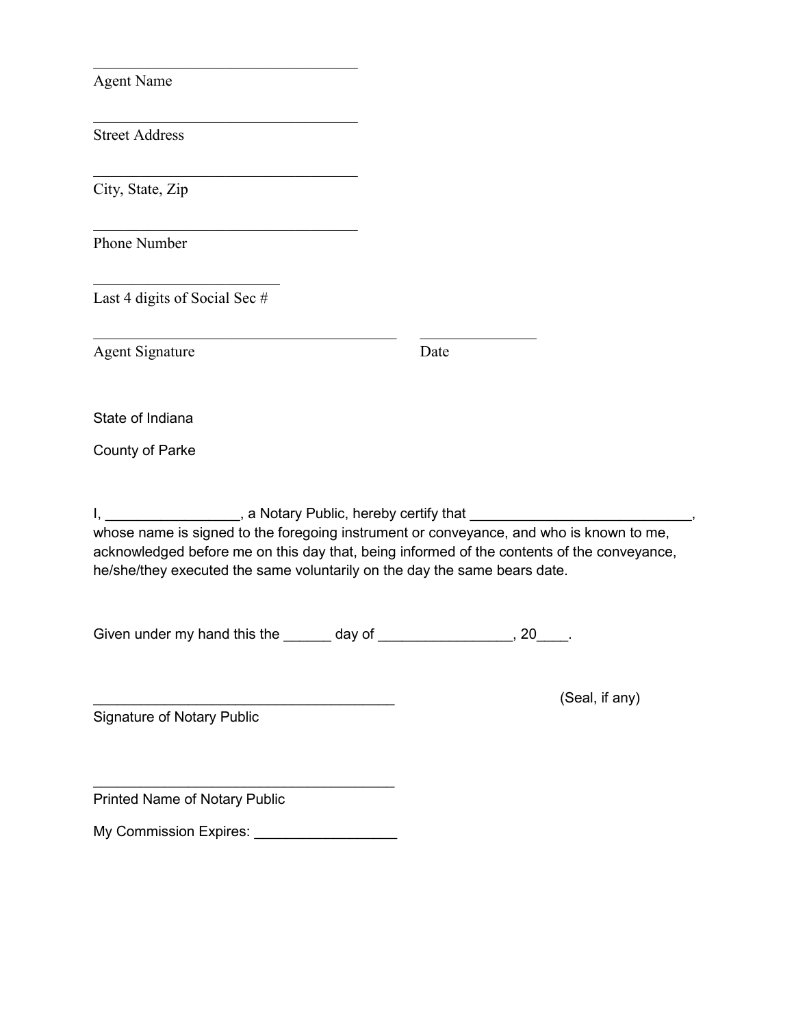___________________________________
Agent Name

___________________________________
Street Address

___________________________________
City, State, Zip

___________________________________
Phone Number

_________________________
Last 4 digits of Social Sec #

________________________________________ _______________
Agent Signature Date

State of Indiana

County of Parke

I, _________________, a Notary Public, hereby certify that ____________________________, whose name is signed to the foregoing instrument or conveyance, and who is known to me, acknowledged before me on this day that, being informed of the contents of the conveyance, he/she/they executed the same voluntarily on the day the same bears date.

Given under my hand this the ______ day of _________________, 20____.

_______________________________________ (Seal, if any)
Signature of Notary Public

_______________________________________
Printed Name of Notary Public

My Commission Expires: __________________